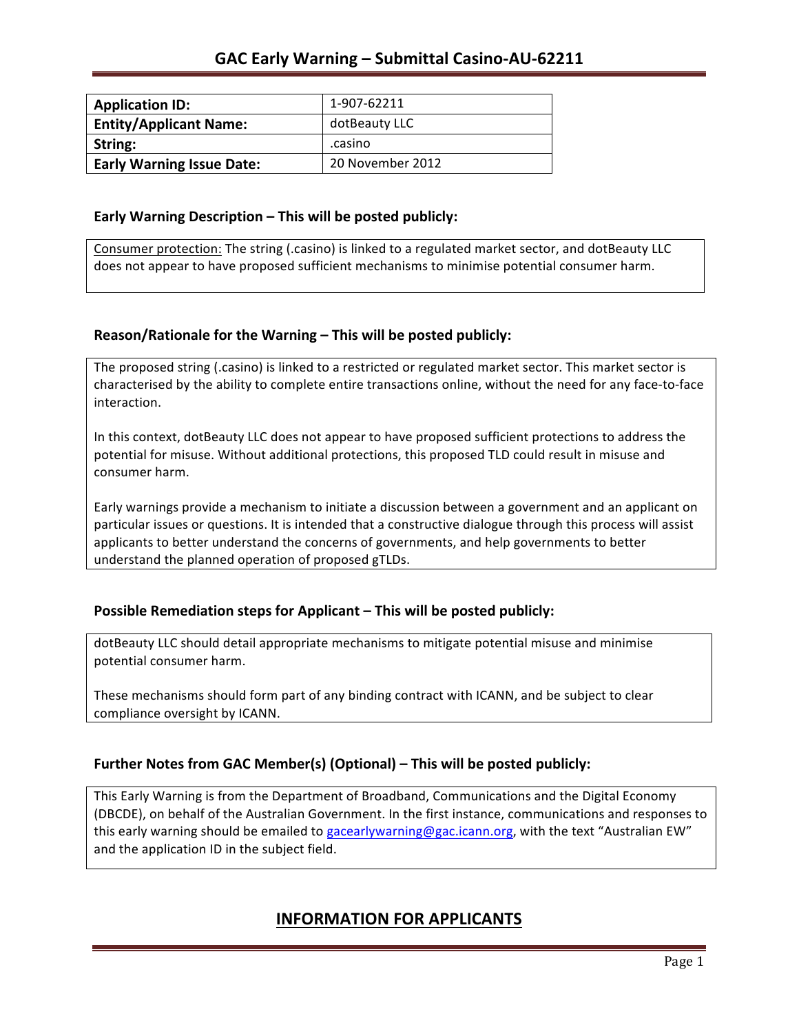# GAC Early Warning – Submittal Casino-AU-62211

| **Application ID:** | 1-907-62211 |
|---|---|
| **Entity/Applicant Name:** | dotBeauty LLC |
| **String:** | .casino |
| **Early Warning Issue Date:** | 20 November 2012 |

### Early Warning Description – This will be posted publicly:

Consumer protection: The string (.casino) is linked to a regulated market sector, and dotBeauty LLC does not appear to have proposed sufficient mechanisms to minimise potential consumer harm.

### Reason/Rationale for the Warning – This will be posted publicly:

The proposed string (.casino) is linked to a restricted or regulated market sector. This market sector is characterised by the ability to complete entire transactions online, without the need for any face-to-face interaction.

In this context, dotBeauty LLC does not appear to have proposed sufficient protections to address the potential for misuse. Without additional protections, this proposed TLD could result in misuse and consumer harm.

Early warnings provide a mechanism to initiate a discussion between a government and an applicant on particular issues or questions. It is intended that a constructive dialogue through this process will assist applicants to better understand the concerns of governments, and help governments to better understand the planned operation of proposed gTLDs.

### Possible Remediation steps for Applicant – This will be posted publicly:

dotBeauty LLC should detail appropriate mechanisms to mitigate potential misuse and minimise potential consumer harm.

These mechanisms should form part of any binding contract with ICANN, and be subject to clear compliance oversight by ICANN.

### Further Notes from GAC Member(s) (Optional) – This will be posted publicly:

This Early Warning is from the Department of Broadband, Communications and the Digital Economy (DBCDE), on behalf of the Australian Government. In the first instance, communications and responses to this early warning should be emailed to gacearlywarning@gac.icann.org, with the text "Australian EW" and the application ID in the subject field.

## INFORMATION FOR APPLICANTS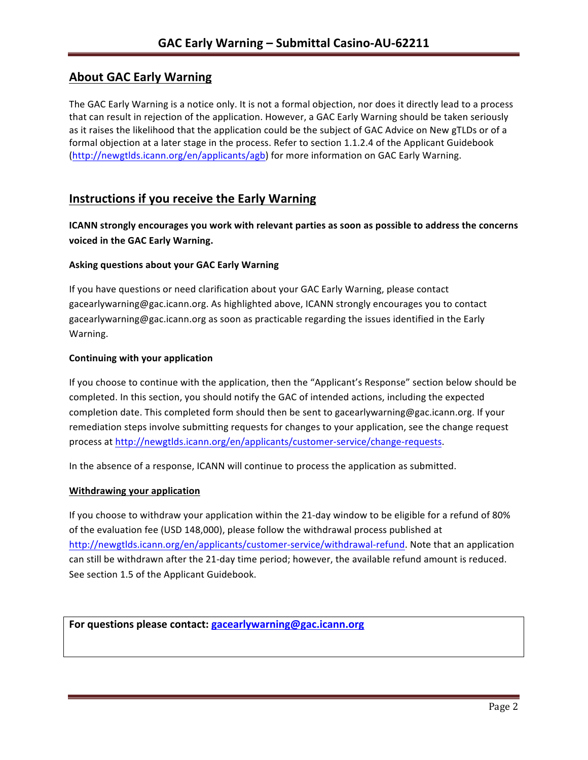## About GAC Early Warning

The GAC Early Warning is a notice only. It is not a formal objection, nor does it directly lead to a process that can result in rejection of the application. However, a GAC Early Warning should be taken seriously as it raises the likelihood that the application could be the subject of GAC Advice on New gTLDs or of a formal objection at a later stage in the process. Refer to section 1.1.2.4 of the Applicant Guidebook (http://newgtlds.icann.org/en/applicants/agb) for more information on GAC Early Warning.

## Instructions if you receive the Early Warning

**ICANN strongly encourages you work with relevant parties as soon as possible to address the concerns voiced in the GAC Early Warning.**

### Asking questions about your GAC Early Warning

If you have questions or need clarification about your GAC Early Warning, please contact gacearlywarning@gac.icann.org. As highlighted above, ICANN strongly encourages you to contact gacearlywarning@gac.icann.org as soon as practicable regarding the issues identified in the Early Warning.

### Continuing with your application

If you choose to continue with the application, then the "Applicant's Response" section below should be completed. In this section, you should notify the GAC of intended actions, including the expected completion date. This completed form should then be sent to gacearlywarning@gac.icann.org. If your remediation steps involve submitting requests for changes to your application, see the change request process at http://newgtlds.icann.org/en/applicants/customer-service/change-requests.

In the absence of a response, ICANN will continue to process the application as submitted.

### Withdrawing your application

If you choose to withdraw your application within the 21-day window to be eligible for a refund of 80% of the evaluation fee (USD 148,000), please follow the withdrawal process published at http://newgtlds.icann.org/en/applicants/customer-service/withdrawal-refund. Note that an application can still be withdrawn after the 21-day time period; however, the available refund amount is reduced. See section 1.5 of the Applicant Guidebook.

**For questions please contact: gacearlywarning@gac.icann.org**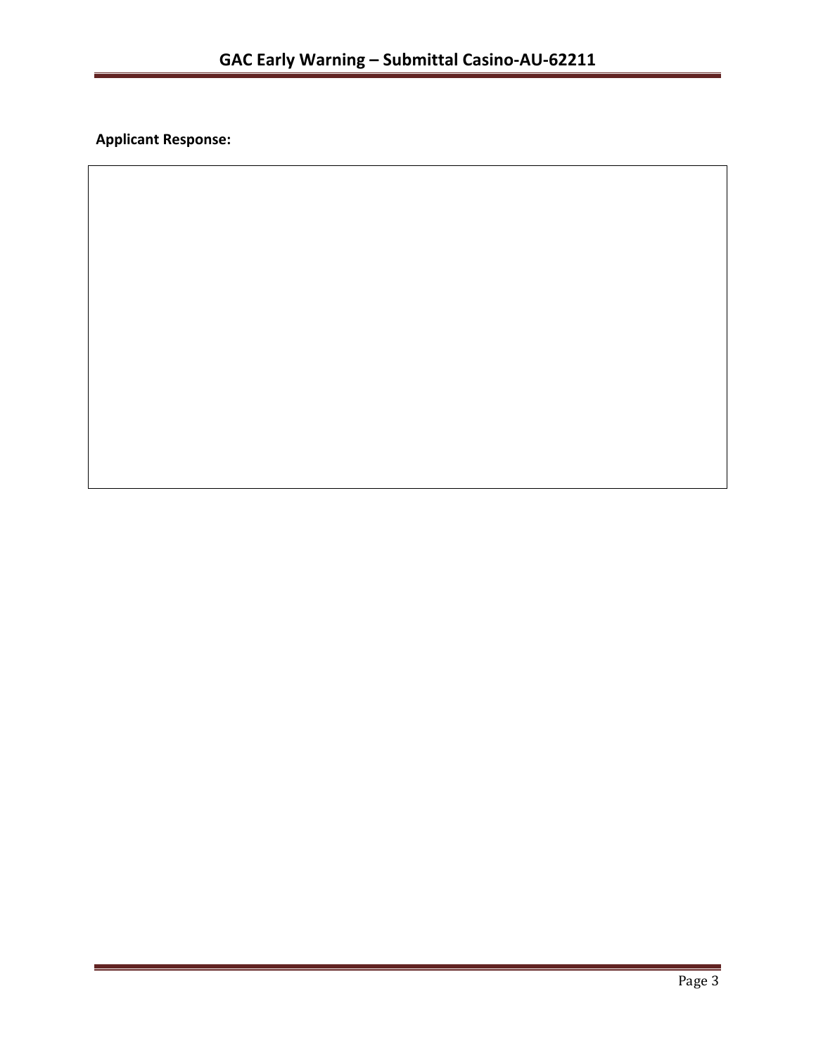**Applicant Response:**